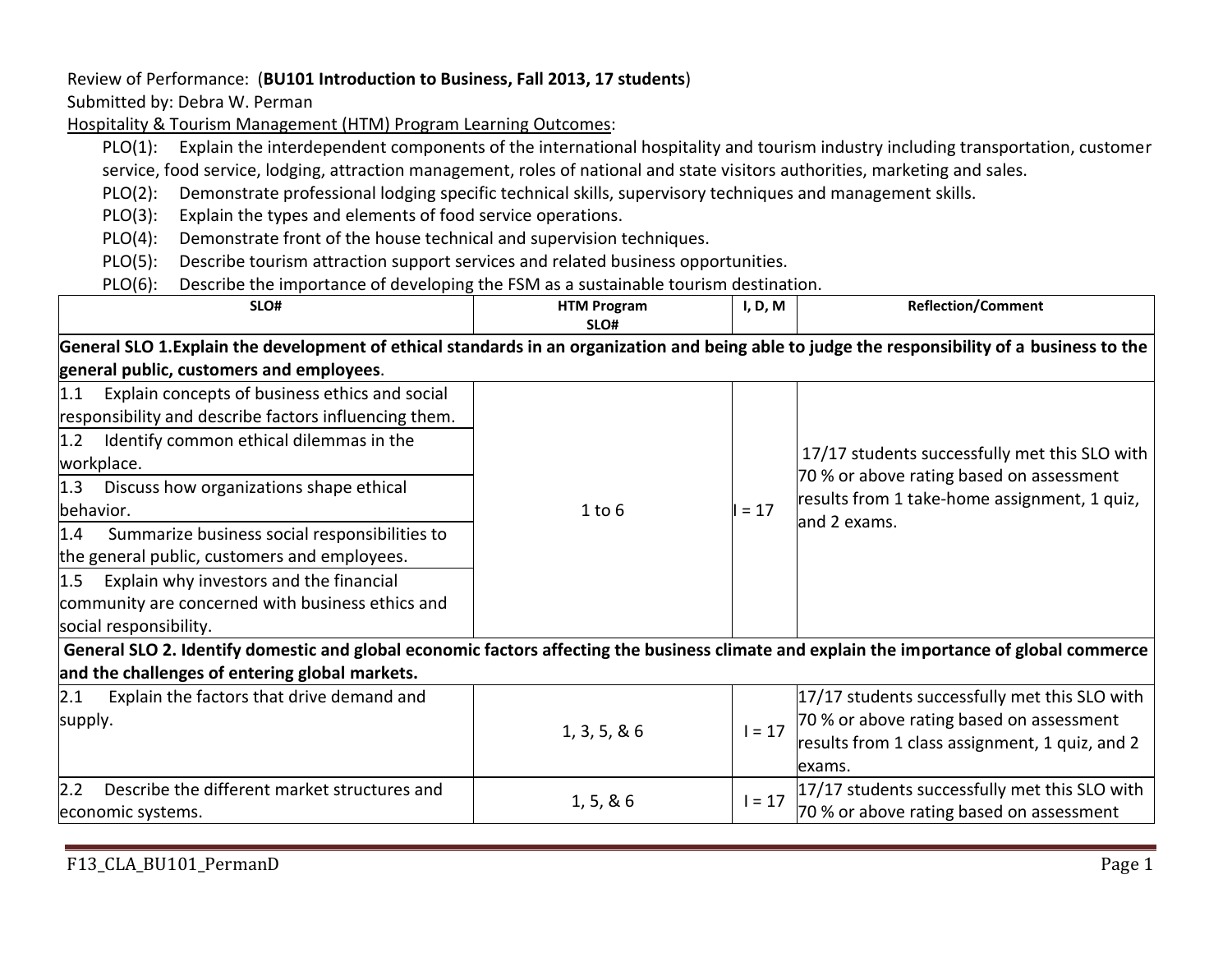Review of Performance: (**BU101 Introduction to Business, Fall 2013, 17 students**)

Submitted by: Debra W. Perman

Hospitality & Tourism Management (HTM) Program Learning Outcomes:

PLO(1): Explain the interdependent components of the international hospitality and tourism industry including transportation, customer service, food service, lodging, attraction management, roles of national and state visitors authorities, marketing and sales.

PLO(2): Demonstrate professional lodging specific technical skills, supervisory techniques and management skills.

PLO(3): Explain the types and elements of food service operations.

PLO(4): Demonstrate front of the house technical and supervision techniques.

PLO(5): Describe tourism attraction support services and related business opportunities.

PLO(6): Describe the importance of developing the FSM as a sustainable tourism destination.

| SLO# | HTM Program SLO# | I, D, M | Reflection/Comment |
|---|---|---|---|
| **General SLO 1.Explain the development of ethical standards in an organization and being able to judge the responsibility of a business to the general public, customers and employees**. | | | |
| 1.1 Explain concepts of business ethics and social responsibility and describe factors influencing them. | 1 to 6 | I = 17 | 17/17 students successfully met this SLO with 70 % or above rating based on assessment results from 1 take-home assignment, 1 quiz, and 2 exams. |
| 1.2 Identify common ethical dilemmas in the workplace. | | | |
| 1.3 Discuss how organizations shape ethical behavior. | | | |
| 1.4 Summarize business social responsibilities to the general public, customers and employees. | | | |
| 1.5 Explain why investors and the financial community are concerned with business ethics and social responsibility. | | | |
| **General SLO 2. Identify domestic and global economic factors affecting the business climate and explain the importance of global commerce and the challenges of entering global markets.** | | | |
| 2.1 Explain the factors that drive demand and supply. | 1, 3, 5, & 6 | I = 17 | 17/17 students successfully met this SLO with 70 % or above rating based on assessment results from 1 class assignment, 1 quiz, and 2 exams. |
| 2.2 Describe the different market structures and economic systems. | 1, 5, & 6 | I = 17 | 17/17 students successfully met this SLO with 70 % or above rating based on assessment |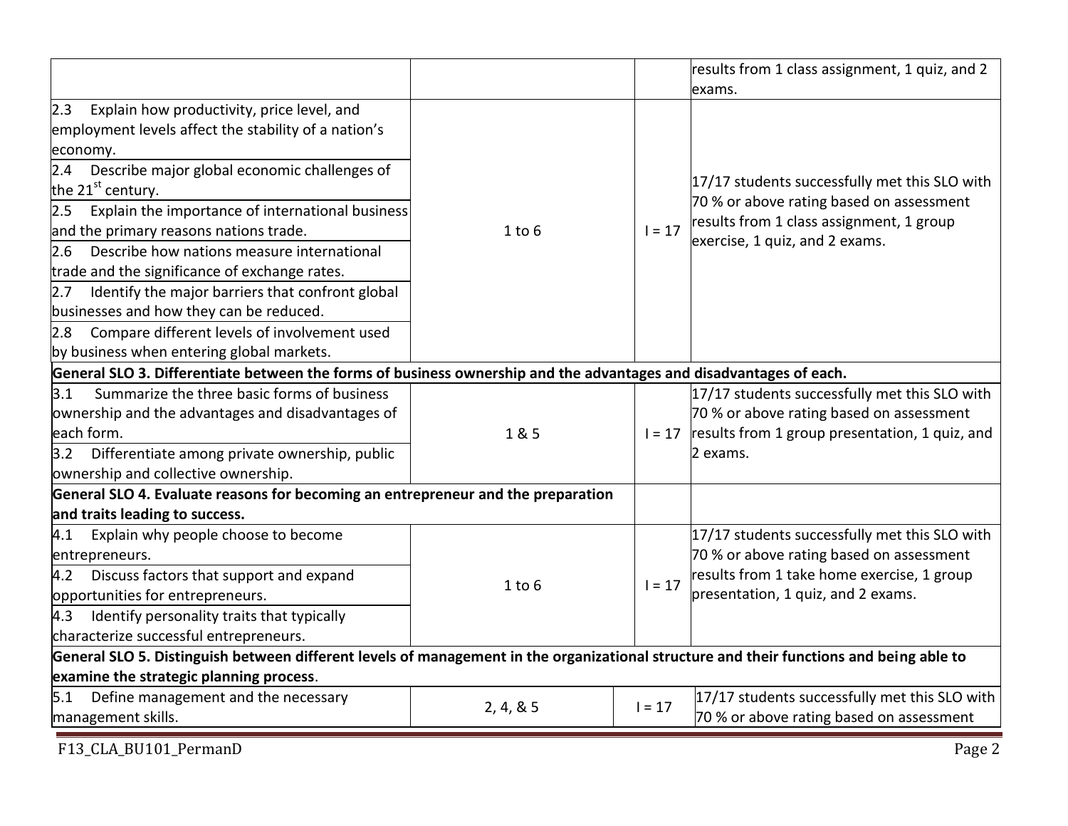| | | | |
|---|---|---|---|
| | | | results from 1 class assignment, 1 quiz, and 2 exams. |
| 2.3 Explain how productivity, price level, and employment levels affect the stability of a nation's economy.<br>2.4 Describe major global economic challenges of the 21st century.<br>2.5 Explain the importance of international business and the primary reasons nations trade.<br>2.6 Describe how nations measure international trade and the significance of exchange rates.<br>2.7 Identify the major barriers that confront global businesses and how they can be reduced.<br>2.8 Compare different levels of involvement used by business when entering global markets. | 1 to 6 | I = 17 | 17/17 students successfully met this SLO with 70 % or above rating based on assessment results from 1 class assignment, 1 group exercise, 1 quiz, and 2 exams. |
| **General SLO 3. Differentiate between the forms of business ownership and the advantages and disadvantages of each.** | | | |
| 3.1 Summarize the three basic forms of business ownership and the advantages and disadvantages of each form.<br>3.2 Differentiate among private ownership, public ownership and collective ownership. | 1 & 5 | I = 17 | 17/17 students successfully met this SLO with 70 % or above rating based on assessment results from 1 group presentation, 1 quiz, and 2 exams. |
| **General SLO 4. Evaluate reasons for becoming an entrepreneur and the preparation and traits leading to success.** | | | |
| 4.1 Explain why people choose to become entrepreneurs.<br>4.2 Discuss factors that support and expand opportunities for entrepreneurs.<br>4.3 Identify personality traits that typically characterize successful entrepreneurs. | 1 to 6 | I = 17 | 17/17 students successfully met this SLO with 70 % or above rating based on assessment results from 1 take home exercise, 1 group presentation, 1 quiz, and 2 exams. |
| **General SLO 5. Distinguish between different levels of management in the organizational structure and their functions and being able to examine the strategic planning process**. | | | |
| 5.1 Define management and the necessary management skills. | 2, 4, & 5 | I = 17 | 17/17 students successfully met this SLO with 70 % or above rating based on assessment |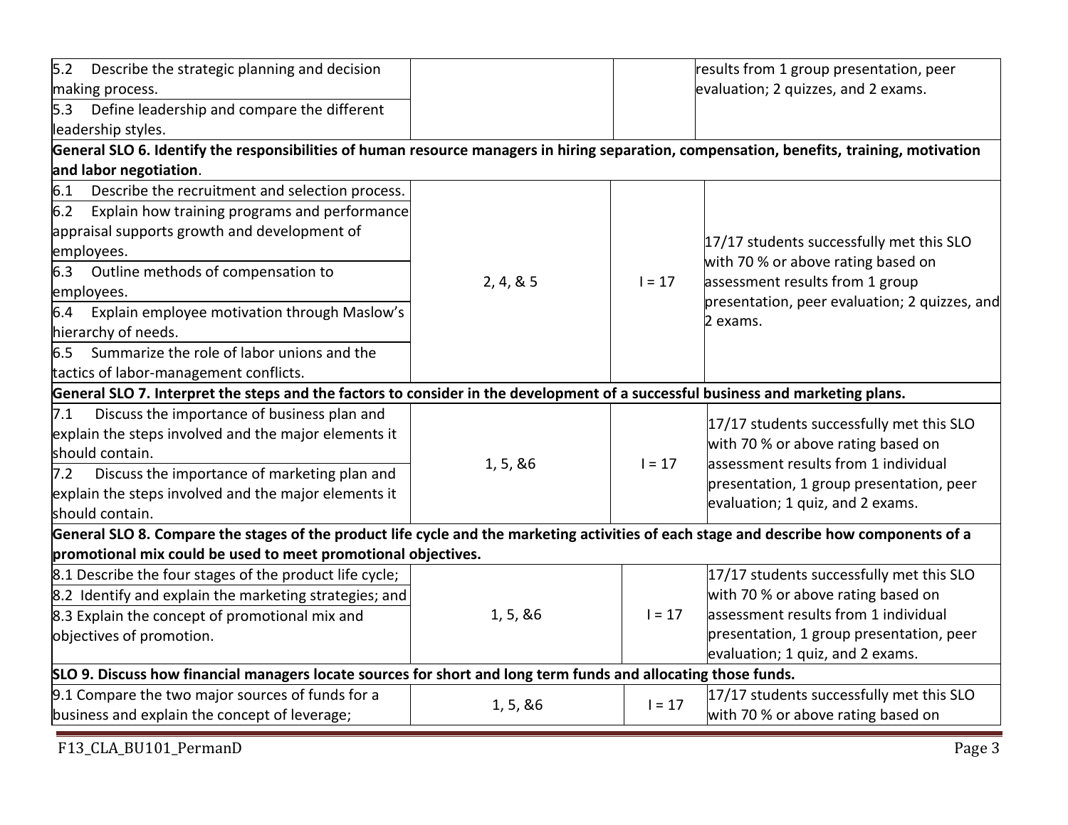| | | | |
|---|---|---|---|
| 5.2 Describe the strategic planning and decision making process.<br>5.3 Define leadership and compare the different leadership styles. | | | results from 1 group presentation, peer evaluation; 2 quizzes, and 2 exams. |
| **General SLO 6. Identify the responsibilities of human resource managers in hiring separation, compensation, benefits, training, motivation and labor negotiation**. | | | |
| 6.1 Describe the recruitment and selection process.<br>6.2 Explain how training programs and performance appraisal supports growth and development of employees.<br>6.3 Outline methods of compensation to employees.<br>6.4 Explain employee motivation through Maslow's hierarchy of needs.<br>6.5 Summarize the role of labor unions and the tactics of labor-management conflicts. | 2, 4, & 5 | I = 17 | 17/17 students successfully met this SLO with 70 % or above rating based on assessment results from 1 group presentation, peer evaluation; 2 quizzes, and 2 exams. |
| **General SLO 7. Interpret the steps and the factors to consider in the development of a successful business and marketing plans.** | | | |
| 7.1 Discuss the importance of business plan and explain the steps involved and the major elements it should contain.<br>7.2 Discuss the importance of marketing plan and explain the steps involved and the major elements it should contain. | 1, 5, &6 | I = 17 | 17/17 students successfully met this SLO with 70 % or above rating based on assessment results from 1 individual presentation, 1 group presentation, peer evaluation; 1 quiz, and 2 exams. |
| **General SLO 8. Compare the stages of the product life cycle and the marketing activities of each stage and describe how components of a promotional mix could be used to meet promotional objectives.** | | | |
| 8.1 Describe the four stages of the product life cycle;<br>8.2 Identify and explain the marketing strategies; and<br>8.3 Explain the concept of promotional mix and objectives of promotion. | 1, 5, &6 | I = 17 | 17/17 students successfully met this SLO with 70 % or above rating based on assessment results from 1 individual presentation, 1 group presentation, peer evaluation; 1 quiz, and 2 exams. |
| **SLO 9. Discuss how financial managers locate sources for short and long term funds and allocating those funds.** | | | |
| 9.1 Compare the two major sources of funds for a business and explain the concept of leverage; | 1, 5, &6 | I = 17 | 17/17 students successfully met this SLO with 70 % or above rating based on |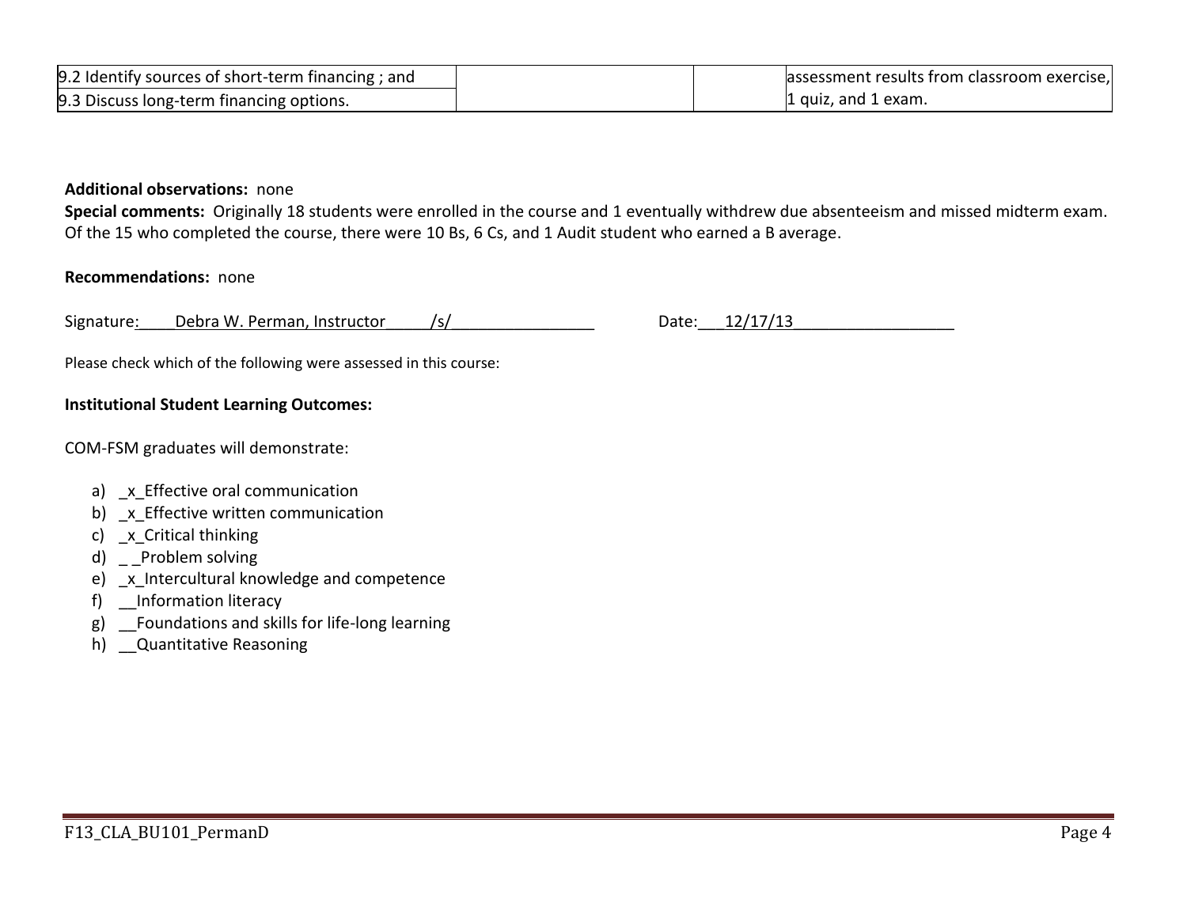| | | | |
|---|---|---|---|
| 9.2 Identify sources of short-term financing ; and | | | assessment results from classroom exercise, |
| 9.3 Discuss long-term financing options. | | | 1 quiz, and 1 exam. |

**Additional observations:** none

**Special comments:** Originally 18 students were enrolled in the course and 1 eventually withdrew due absenteeism and missed midterm exam. Of the 15 who completed the course, there were 10 Bs, 6 Cs, and 1 Audit student who earned a B average.

**Recommendations:** none

Signature:____Debra W. Perman, Instructor_____/s/________________ Date:___12/17/13__________________

Please check which of the following were assessed in this course:

**Institutional Student Learning Outcomes:**

COM-FSM graduates will demonstrate:

a) _x_Effective oral communication
b) _x_Effective written communication
c) _x_Critical thinking
d) _ _Problem solving
e) _x_Intercultural knowledge and competence
f) __Information literacy
g) __Foundations and skills for life-long learning
h) __Quantitative Reasoning